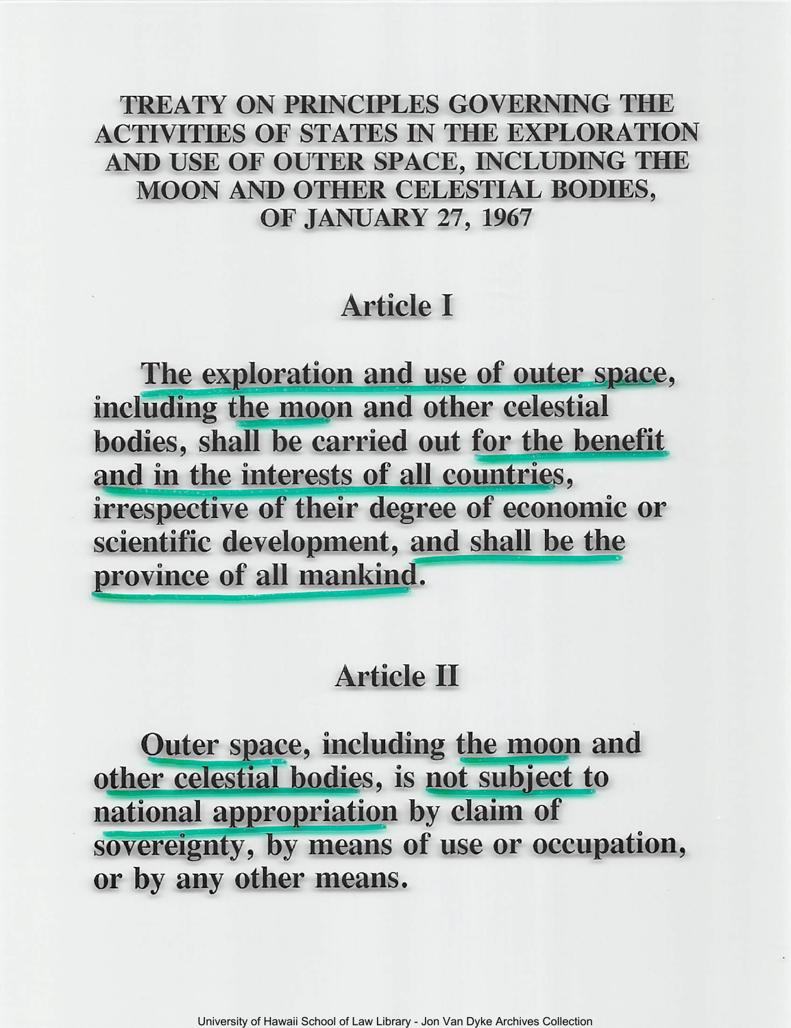# TREATY ON PRINCIPLES GOVERNING THE ACTIVITIES OF STATES IN THE EXPLORATION AND USE OF OUTER SPACE, INCLUDING THE MOON AND OTHER CELESTIAL BODIES, OF JANUARY 27, 1967

## Article I

The exploration and use of outer space, including the moon and other celestial bodies, shall be carried out for the benefit and in the interests of all countries, irrespective of their degree of economic or scientific development, and shall be the province of all mankind.

## Article II

Outer space, including the moon and other celestial bodies, is not subject to national appropriation by claim of sovereignty, by means of use or occupation, or by any other means.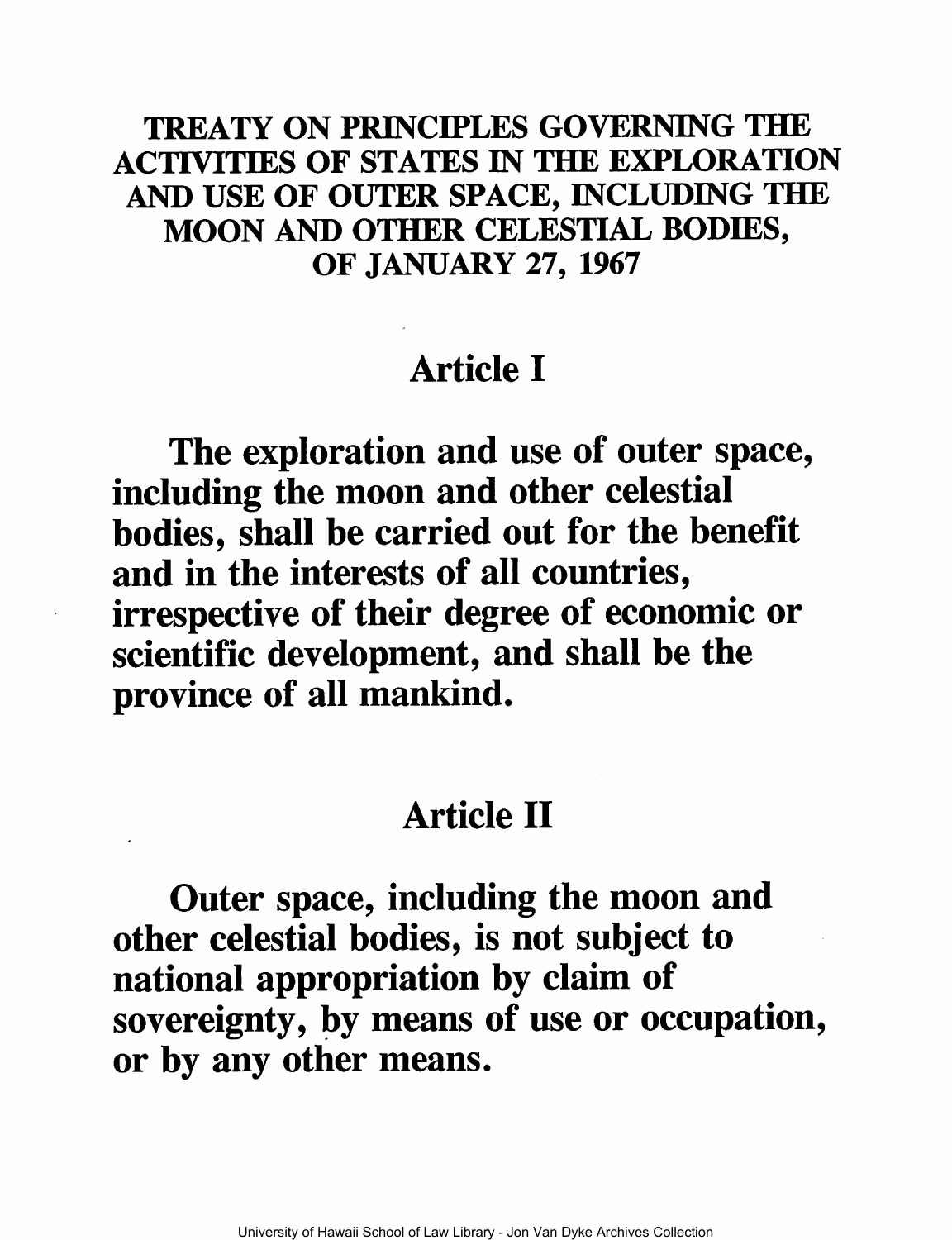# TREATY ON PRINCIPLES GOVERNING THE ACTIVITIES OF STATES IN THE EXPLORATION AND USE OF OUTER SPACE, INCLUDING THE MOON AND OTHER CELESTIAL BODIES, OF JANUARY 27, 1967

## Article I

The exploration and use of outer space, including the moon and other celestial bodies, shall be carried out for the benefit and in the interests of all countries, irrespective of their degree of economic or scientific development, and shall be the province of all mankind.

## Article II

Outer space, including the moon and other celestial bodies, is not subject to national appropriation by claim of sovereignty, by means of use or occupation, or by any other means.